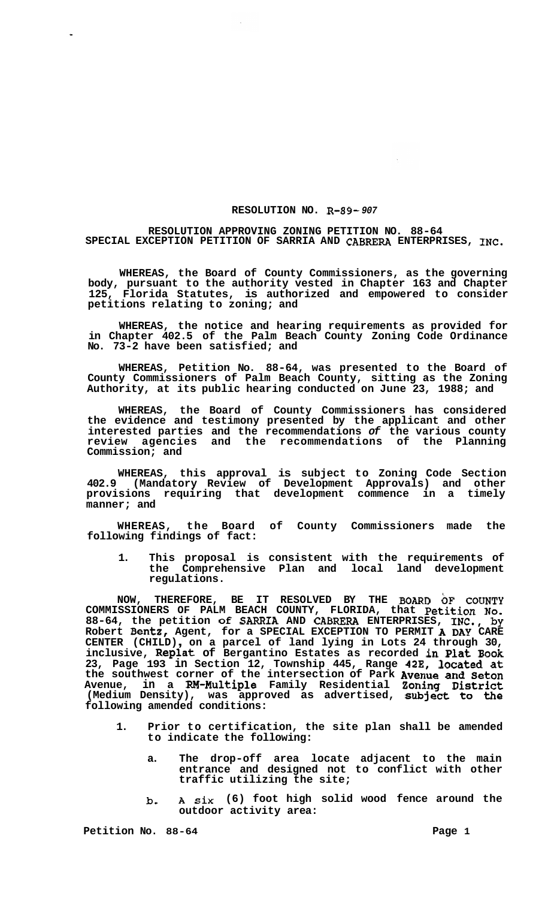**RESOLUTION NO. R-89-907**

**RESOLUTION APPROVING ZONING PETITION NO. 88-64 SPECIAL EXCEPTION PETITION OF SARRIA AND CABRERA ENTERPRISES, INC.**

**WHEREAS, the Board of County Commissioners, as the governing body, pursuant to the authority vested in Chapter 163 and Chapter 125, Florida Statutes, is authorized and empowered to consider petitions relating to zoning; and**

**WHEREAS, the notice and hearing requirements as provided for in Chapter 402.5 of the Palm Beach County Zoning Code Ordinance No. 73-2 have been satisfied; and**

**WHEREAS, Petition No. 88-64, was presented to the Board of County Commissioners of Palm Beach County, sitting as the Zoning Authority, at its public hearing conducted on June 23, 1988; and**

**WHEREAS, the Board of County Commissioners has considered the evidence and testimony presented by the applicant and other interested parties and the recommendations of the various county review agencies and the recommendations of the Planning Commission; and**

**WHEREAS, this approval is subject to Zoning Code Section 402.9 (Mandatory Review of Development Approvals) and other provisions requiring that development commence in a timely manner; and**

**WHEREAS, the Board of County Commissioners made the following findings of fact:**

1. **This proposal is consistent with the requirements of the Comprehensive Plan and local land development regulations.**

**NOW, THEREFORE, BE IT RESOLVED BY THE BOARD OF COUNTY COMMISSIONERS OF PALM BEACH COUNTY, FLORIDA, that Petition No. 88-64, the petition of SARRIA AND CABRERA ENTERPRISES, INC., by Robert Bentz, Agent, for a SPECIAL EXCEPTION TO PERMIT A DAY CARE CENTER (CHILD), on a parcel of land lying in Lots 24 through 30, inclusive, Replat of Bergantino Estates as recorded in Plat Book 23, Page 193 in Section 12, Township 445, Range 42E, located at the southwest corner of the intersection of Park Avenue and Seton Avenue, in a RM-Multiple Family Residential Zoning District (Medium Density), was approved as advertised, subject to the following amended conditions:**

1. **Prior to certification, the site plan shall be amended to indicate the following:**

   a. **The drop-off area locate adjacent to the main entrance and designed not to conflict with other traffic utilizing the site;**

   b. **A six (6) foot high solid wood fence around the outdoor activity area:**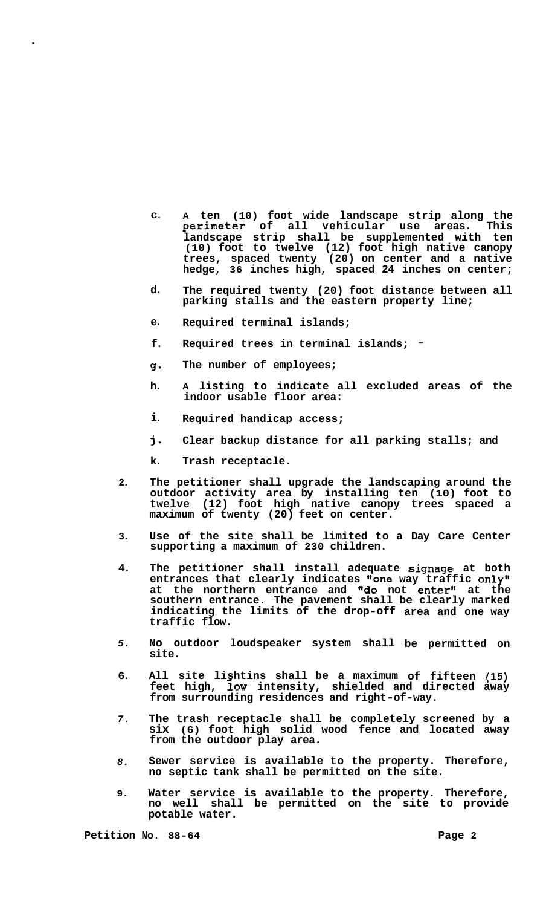c. A ten (10) foot wide landscape strip along the perimeter of all vehicular use areas. This landscape strip shall be supplemented with ten (10) foot to twelve (12) foot high native canopy trees, spaced twenty (20) on center and a native hedge, 36 inches high, spaced 24 inches on center;

d. The required twenty (20) foot distance between all parking stalls and the eastern property line;

e. Required terminal islands;

f. Required trees in terminal islands; -

g. The number of employees;

h. A listing to indicate all excluded areas of the indoor usable floor area:

i. Required handicap access;

j. Clear backup distance for all parking stalls; and

k. Trash receptacle.

2. The petitioner shall upgrade the landscaping around the outdoor activity area by installing ten (10) foot to twelve (12) foot high native canopy trees spaced a maximum of twenty (20) feet on center.

3. Use of the site shall be limited to a Day Care Center supporting a maximum of 230 children.

4. The petitioner shall install adequate signage at both entrances that clearly indicates "one way traffic only" at the northern entrance and "do not enter" at the southern entrance. The pavement shall be clearly marked indicating the limits of the drop-off area and one way traffic flow.

5. No outdoor loudspeaker system shall be permitted on site.

6. All site lightins shall be a maximum of fifteen (15) feet high, low intensity, shielded and directed away from surrounding residences and right-of-way.

7. The trash receptacle shall be completely screened by a six (6) foot high solid wood fence and located away from the outdoor play area.

8. Sewer service is available to the property. Therefore, no septic tank shall be permitted on the site.

9. Water service is available to the property. Therefore, no well shall be permitted on the site to provide potable water.

Petition No. 88-64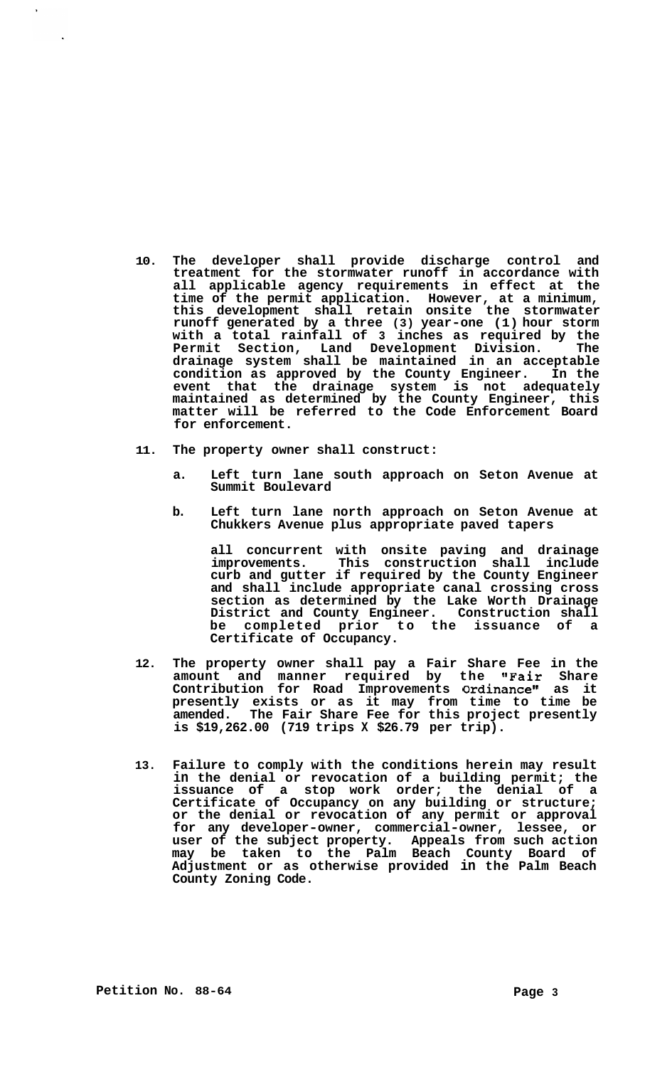10. The developer shall provide discharge control and treatment for the stormwater runoff in accordance with all applicable agency requirements in effect at the time of the permit application. However, at a minimum, this development shall retain onsite the stormwater runoff generated by a three (3) year-one (1) hour storm with a total rainfall of 3 inches as required by the Permit Section, Land Development Division. The drainage system shall be maintained in an acceptable condition as approved by the County Engineer. In the event that the drainage system is not adequately maintained as determined by the County Engineer, this matter will be referred to the Code Enforcement Board for enforcement.

11. The property owner shall construct:

    a. Left turn lane south approach on Seton Avenue at Summit Boulevard

    b. Left turn lane north approach on Seton Avenue at Chukkers Avenue plus appropriate paved tapers

    all concurrent with onsite paving and drainage improvements. This construction shall include curb and gutter if required by the County Engineer and shall include appropriate canal crossing cross section as determined by the Lake Worth Drainage District and County Engineer. Construction shall be completed prior to the issuance of a Certificate of Occupancy.

12. The property owner shall pay a Fair Share Fee in the amount and manner required by the "Fair Share Contribution for Road Improvements Ordinance" as it presently exists or as it may from time to time be amended. The Fair Share Fee for this project presently is $19,262.00 (719 trips X $26.79 per trip).

13. Failure to comply with the conditions herein may result in the denial or revocation of a building permit; the issuance of a stop work order; the denial of a Certificate of Occupancy on any building or structure; or the denial or revocation of any permit or approval for any developer-owner, commercial-owner, lessee, or user of the subject property. Appeals from such action may be taken to the Palm Beach County Board of Adjustment or as otherwise provided in the Palm Beach County Zoning Code.

Petition No. 88-64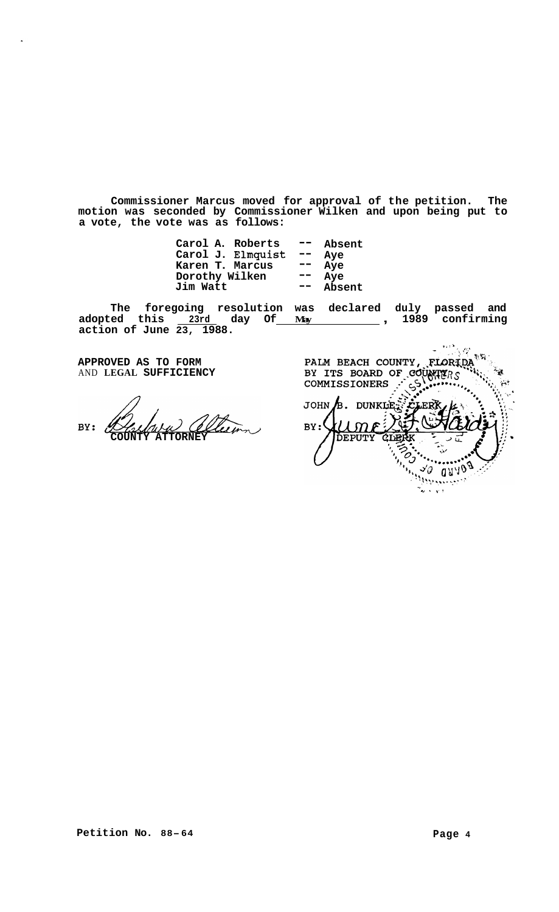Commissioner Marcus moved for approval of the petition. The motion was seconded by Commissioner Wilken and upon being put to a vote, the vote was as follows:

| | | |
|---|---|---|
| Carol A. Roberts | -- | Absent |
| Carol J. Elmquist | -- | Aye |
| Karen T. Marcus | -- | Aye |
| Dorothy Wilken | -- | Aye |
| Jim Watt | -- | Absent |

The foregoing resolution was declared duly passed and adopted this 23rd day Of May, 1989 confirming action of June 23, 1988.

APPROVED AS TO FORM AND LEGAL SUFFICIENCY

BY: COUNTY ATTORNEY

PALM BEACH COUNTY, FLORIDA BY ITS BOARD OF COUNTY COMMISSIONERS

JOHN B. DUNKLE, CLERK

BY: DEPUTY CLERK

Petition No. 88-64